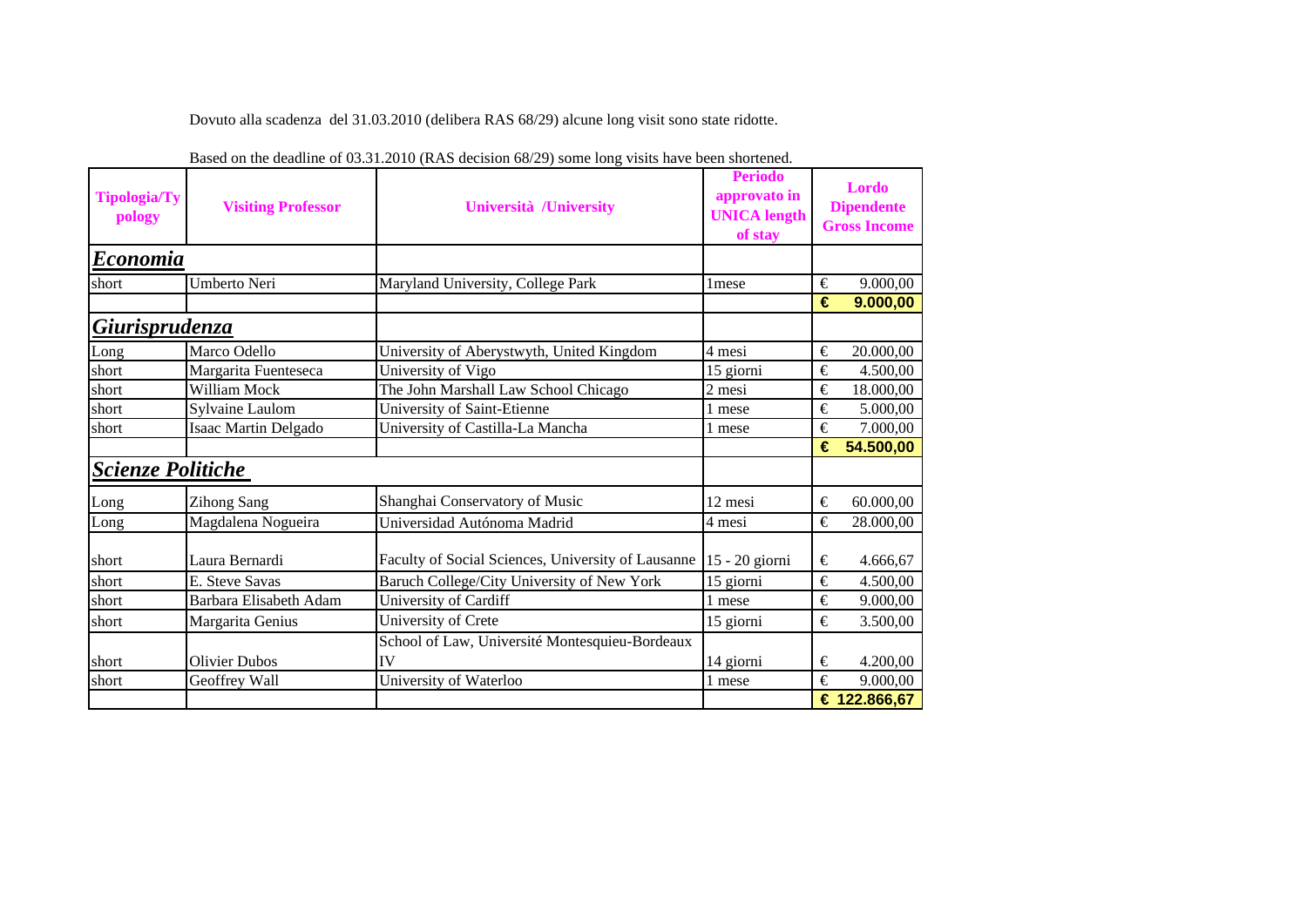Dovuto alla scadenza del 31.03.2010 (delibera RAS 68/29) alcune long visit sono state ridotte.

Based on the deadline of 03.31.2010 (RAS decision 68/29) some long visits have been shortened.

| Tipologia/Typology | Visiting Professor | Università /University | Periodo approvato in UNICA length of stay | Lordo Dipendente Gross Income |
|---|---|---|---|---|
| ***Economia*** | | | | |
| short | Umberto Neri | Maryland University, College Park | 1mese | € 9.000,00 |
| | | | | **€ 9.000,00** |
| ***Giurisprudenza*** | | | | |
| Long | Marco Odello | University of Aberystwyth, United Kingdom | 4 mesi | € 20.000,00 |
| short | Margarita Fuenteseca | University of Vigo | 15 giorni | € 4.500,00 |
| short | William Mock | The John Marshall Law School Chicago | 2 mesi | € 18.000,00 |
| short | Sylvaine Laulom | University of Saint-Etienne | 1 mese | € 5.000,00 |
| short | Isaac Martin Delgado | University of Castilla-La Mancha | 1 mese | € 7.000,00 |
| | | | | **€ 54.500,00** |
| ***Scienze Politiche*** | | | | |
| Long | Zihong Sang | Shanghai Conservatory of Music | 12 mesi | € 60.000,00 |
| Long | Magdalena Nogueira | Universidad Autónoma Madrid | 4 mesi | € 28.000,00 |
| short | Laura Bernardi | Faculty of Social Sciences, University of Lausanne | 15 - 20 giorni | € 4.666,67 |
| short | E. Steve Savas | Baruch College/City University of New York | 15 giorni | € 4.500,00 |
| short | Barbara Elisabeth Adam | University of Cardiff | 1 mese | € 9.000,00 |
| short | Margarita Genius | University of Crete | 15 giorni | € 3.500,00 |
| short | Olivier Dubos | School of Law, Université Montesquieu-Bordeaux IV | 14 giorni | € 4.200,00 |
| short | Geoffrey Wall | University of Waterloo | 1 mese | € 9.000,00 |
| | | | | **€ 122.866,67** |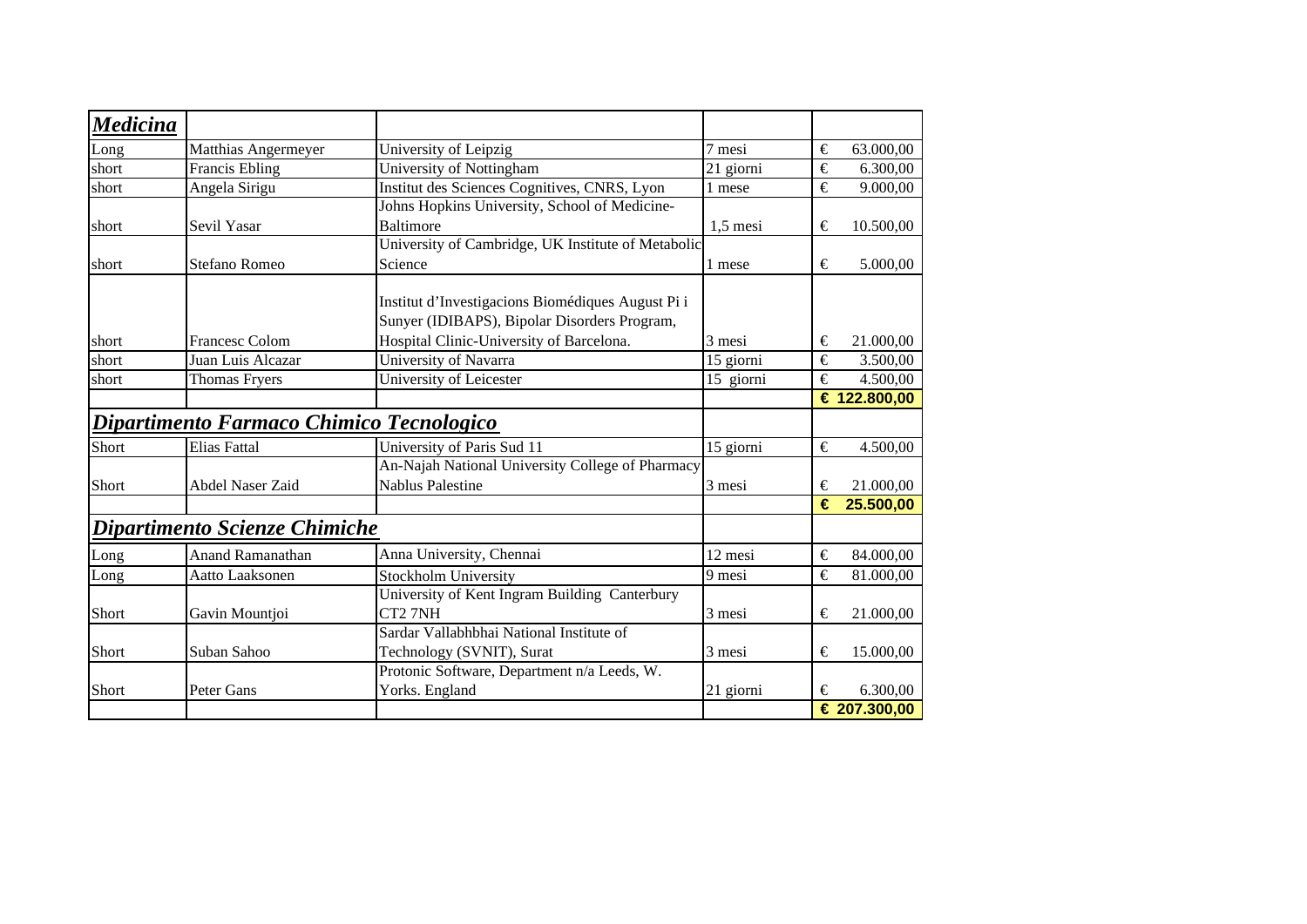| ***Medicina*** | | | | |
|---|---|---|---|---|
| Long | Matthias Angermeyer | University of Leipzig | 7 mesi | € 63.000,00 |
| short | Francis Ebling | University of Nottingham | 21 giorni | € 6.300,00 |
| short | Angela Sirigu | Institut des Sciences Cognitives, CNRS, Lyon | 1 mese | € 9.000,00 |
| short | Sevil Yasar | Johns Hopkins University, School of Medicine-Baltimore | 1,5 mesi | € 10.500,00 |
| short | Stefano Romeo | University of Cambridge, UK Institute of Metabolic Science | 1 mese | € 5.000,00 |
| short | Francesc Colom | Institut d'Investigacions Biomédiques August Pi i Sunyer (IDIBAPS), Bipolar Disorders Program, Hospital Clinic-University of Barcelona. | 3 mesi | € 21.000,00 |
| short | Juan Luis Alcazar | University of Navarra | 15 giorni | € 3.500,00 |
| short | Thomas Fryers | University of Leicester | 15 giorni | € 4.500,00 |
| | | | | **€ 122.800,00** |
| ***Dipartimento Farmaco Chimico Tecnologico*** | | | | |
| Short | Elias Fattal | University of Paris Sud 11 | 15 giorni | € 4.500,00 |
| Short | Abdel Naser Zaid | An-Najah National University College of Pharmacy Nablus Palestine | 3 mesi | € 21.000,00 |
| | | | | **€ 25.500,00** |
| ***Dipartimento Scienze Chimiche*** | | | | |
| Long | Anand Ramanathan | Anna University, Chennai | 12 mesi | € 84.000,00 |
| Long | Aatto Laaksonen | Stockholm University | 9 mesi | € 81.000,00 |
| Short | Gavin Mountjoi | University of Kent Ingram Building Canterbury CT2 7NH | 3 mesi | € 21.000,00 |
| Short | Suban Sahoo | Sardar Vallabhbhai National Institute of Technology (SVNIT), Surat | 3 mesi | € 15.000,00 |
| Short | Peter Gans | Protonic Software, Department n/a Leeds, W. Yorks. England | 21 giorni | € 6.300,00 |
| | | | | **€ 207.300,00** |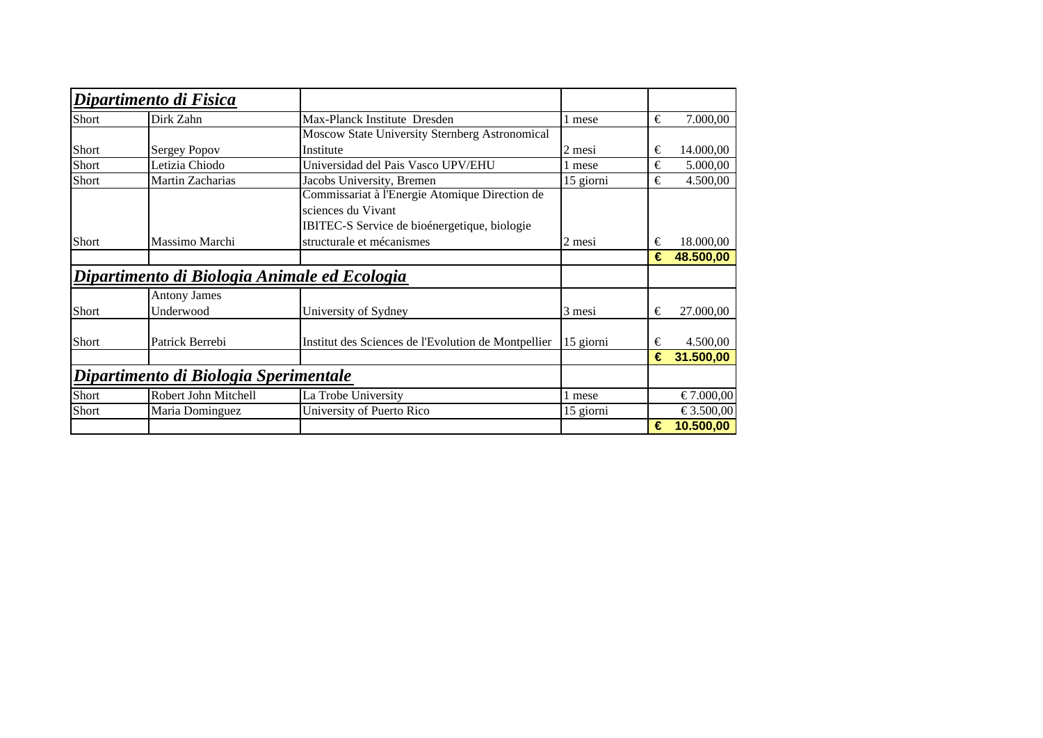| ***Dipartimento di Fisica*** | | | | |
|---|---|---|---|---|
| Short | Dirk Zahn | Max-Planck Institute Dresden | 1 mese | € 7.000,00 |
| Short | Sergey Popov | Moscow State University Sternberg Astronomical Institute | 2 mesi | € 14.000,00 |
| Short | Letizia Chiodo | Universidad del Pais Vasco UPV/EHU | 1 mese | € 5.000,00 |
| Short | Martin Zacharias | Jacobs University, Bremen | 15 giorni | € 4.500,00 |
| Short | Massimo Marchi | Commissariat à l'Energie Atomique Direction de sciences du Vivant IBITEC-S Service de bioénergetique, biologie structurale et mécanismes | 2 mesi | € 18.000,00 |
| | | | | **€ 48.500,00** |
| ***Dipartimento di Biologia Animale ed Ecologia*** | | | | |
| Short | Antony James Underwood | University of Sydney | 3 mesi | € 27.000,00 |
| Short | Patrick Berrebi | Institut des Sciences de l'Evolution de Montpellier | 15 giorni | € 4.500,00 |
| | | | | **€ 31.500,00** |
| ***Dipartimento di Biologia Sperimentale*** | | | | |
| Short | Robert John Mitchell | La Trobe University | 1 mese | € 7.000,00 |
| Short | Maria Dominguez | University of Puerto Rico | 15 giorni | € 3.500,00 |
| | | | | **€ 10.500,00** |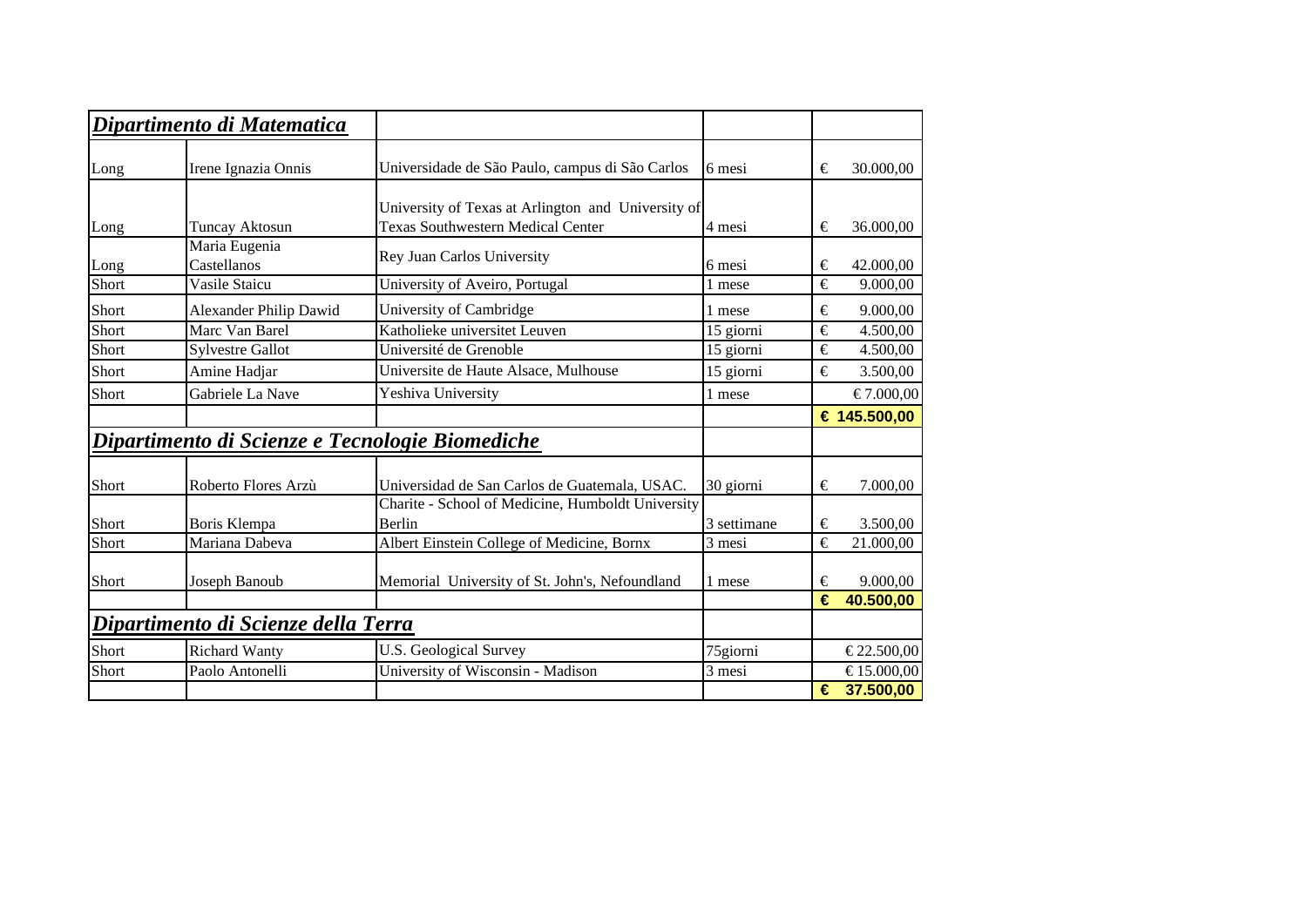| ***Dipartimento di Matematica*** | | | | |
|---|---|---|---|---|
| Long | Irene Ignazia Onnis | Universidade de São Paulo, campus di São Carlos | 6 mesi | € 30.000,00 |
| Long | Tuncay Aktosun | University of Texas at Arlington and University of Texas Southwestern Medical Center | 4 mesi | € 36.000,00 |
| Long | Maria Eugenia Castellanos | Rey Juan Carlos University | 6 mesi | € 42.000,00 |
| Short | Vasile Staicu | University of Aveiro, Portugal | 1 mese | € 9.000,00 |
| Short | Alexander Philip Dawid | University of Cambridge | 1 mese | € 9.000,00 |
| Short | Marc Van Barel | Katholieke universitet Leuven | 15 giorni | € 4.500,00 |
| Short | Sylvestre Gallot | Université de Grenoble | 15 giorni | € 4.500,00 |
| Short | Amine Hadjar | Universite de Haute Alsace, Mulhouse | 15 giorni | € 3.500,00 |
| Short | Gabriele La Nave | Yeshiva University | 1 mese | € 7.000,00 |
| | | | | **€ 145.500,00** |
| ***Dipartimento di Scienze e Tecnologie Biomediche*** | | | | |
| Short | Roberto Flores Arzù | Universidad de San Carlos de Guatemala, USAC. | 30 giorni | € 7.000,00 |
| Short | Boris Klempa | Charite - School of Medicine, Humboldt University Berlin | 3 settimane | € 3.500,00 |
| Short | Mariana Dabeva | Albert Einstein College of Medicine, Bornx | 3 mesi | € 21.000,00 |
| Short | Joseph Banoub | Memorial University of St. John's, Nefoundland | 1 mese | € 9.000,00 |
| | | | | **€ 40.500,00** |
| ***Dipartimento di Scienze della Terra*** | | | | |
| Short | Richard Wanty | U.S. Geological Survey | 75giorni | € 22.500,00 |
| Short | Paolo Antonelli | University of Wisconsin - Madison | 3 mesi | € 15.000,00 |
| | | | | **€ 37.500,00** |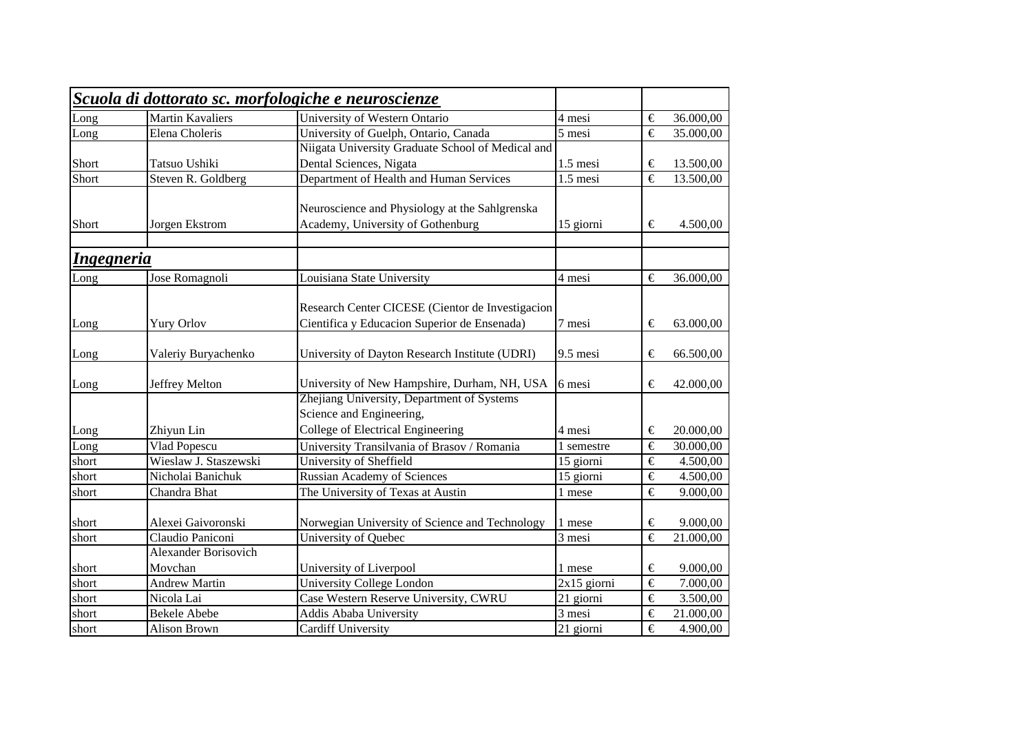| ***Scuola di dottorato sc. morfologiche e neuroscienze*** | | | | | |
|---|---|---|---|---|---|
| Long | Martin Kavaliers | University of Western Ontario | 4 mesi | € | 36.000,00 |
| Long | Elena Choleris | University of Guelph, Ontario, Canada | 5 mesi | € | 35.000,00 |
| Short | Tatsuo Ushiki | Niigata University Graduate School of Medical and Dental Sciences, Nigata | 1.5 mesi | € | 13.500,00 |
| Short | Steven R. Goldberg | Department of Health and Human Services | 1.5 mesi | € | 13.500,00 |
| Short | Jorgen Ekstrom | Neuroscience and Physiology at the Sahlgrenska Academy, University of Gothenburg | 15 giorni | € | 4.500,00 |
| | | | | | |
| ***Ingegneria*** | | | | | |
| Long | Jose Romagnoli | Louisiana State University | 4 mesi | € | 36.000,00 |
| Long | Yury Orlov | Research Center CICESE (Cientor de Investigacion Cientifica y Educacion Superior de Ensenada) | 7 mesi | € | 63.000,00 |
| Long | Valeriy Buryachenko | University of Dayton Research Institute (UDRI) | 9.5 mesi | € | 66.500,00 |
| Long | Jeffrey Melton | University of New Hampshire, Durham, NH, USA | 6 mesi | € | 42.000,00 |
| Long | Zhiyun Lin | Zhejiang University, Department of Systems Science and Engineering, College of Electrical Engineering | 4 mesi | € | 20.000,00 |
| Long | Vlad Popescu | University Transilvania of Brasov / Romania | 1 semestre | € | 30.000,00 |
| short | Wieslaw J. Staszewski | University of Sheffield | 15 giorni | € | 4.500,00 |
| short | Nicholai Banichuk | Russian Academy of Sciences | 15 giorni | € | 4.500,00 |
| short | Chandra Bhat | The University of Texas at Austin | 1 mese | € | 9.000,00 |
| short | Alexei Gaivoronski | Norwegian University of Science and Technology | 1 mese | € | 9.000,00 |
| short | Claudio Paniconi | University of Quebec | 3 mesi | € | 21.000,00 |
| short | Alexander Borisovich Movchan | University of Liverpool | 1 mese | € | 9.000,00 |
| short | Andrew Martin | University College London | 2x15 giorni | € | 7.000,00 |
| short | Nicola Lai | Case Western Reserve University, CWRU | 21 giorni | € | 3.500,00 |
| short | Bekele Abebe | Addis Ababa University | 3 mesi | € | 21.000,00 |
| short | Alison Brown | Cardiff University | 21 giorni | € | 4.900,00 |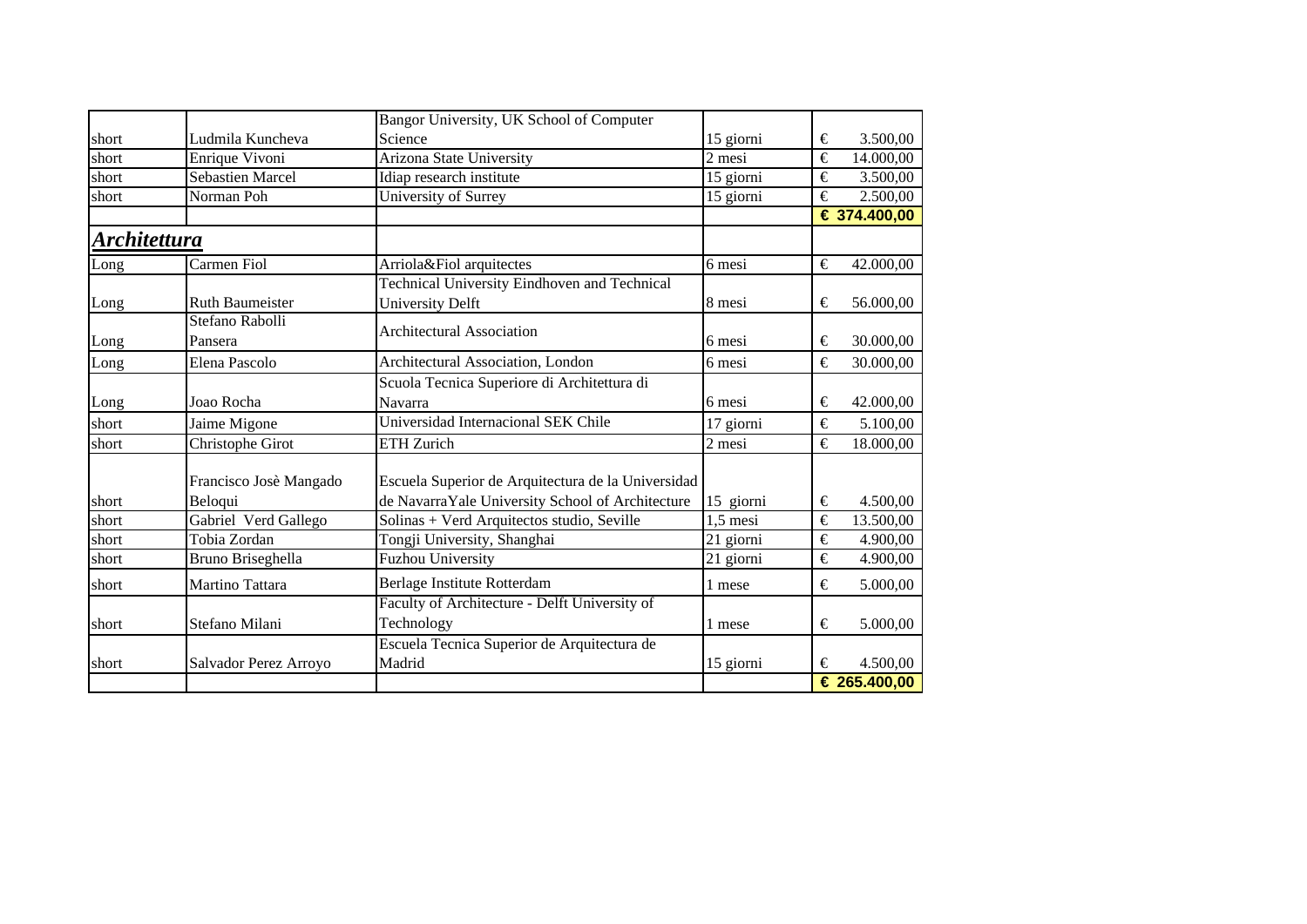| | | | | |
|---|---|---|---|---|
| short | Ludmila Kuncheva | Bangor University, UK School of Computer Science | 15 giorni | € 3.500,00 |
| short | Enrique Vivoni | Arizona State University | 2 mesi | € 14.000,00 |
| short | Sebastien Marcel | Idiap research institute | 15 giorni | € 3.500,00 |
| short | Norman Poh | University of Surrey | 15 giorni | € 2.500,00 |
| | | | | **€ 374.400,00** |
| ***Architettura*** | | | | |
| Long | Carmen Fiol | Arriola&Fiol arquitectes | 6 mesi | € 42.000,00 |
| Long | Ruth Baumeister | Technical University Eindhoven and Technical University Delft | 8 mesi | € 56.000,00 |
| Long | Stefano Rabolli Pansera | Architectural Association | 6 mesi | € 30.000,00 |
| Long | Elena Pascolo | Architectural Association, London | 6 mesi | € 30.000,00 |
| Long | Joao Rocha | Scuola Tecnica Superiore di Architettura di Navarra | 6 mesi | € 42.000,00 |
| short | Jaime Migone | Universidad Internacional SEK Chile | 17 giorni | € 5.100,00 |
| short | Christophe Girot | ETH Zurich | 2 mesi | € 18.000,00 |
| short | Francisco Josè Mangado Beloqui | Escuela Superior de Arquitectura de la Universidad de NavarraYale University School of Architecture | 15 giorni | € 4.500,00 |
| short | Gabriel Verd Gallego | Solinas + Verd Arquitectos studio, Seville | 1,5 mesi | € 13.500,00 |
| short | Tobia Zordan | Tongji University, Shanghai | 21 giorni | € 4.900,00 |
| short | Bruno Briseghella | Fuzhou University | 21 giorni | € 4.900,00 |
| short | Martino Tattara | Berlage Institute Rotterdam | 1 mese | € 5.000,00 |
| short | Stefano Milani | Faculty of Architecture - Delft University of Technology | 1 mese | € 5.000,00 |
| short | Salvador Perez Arroyo | Escuela Tecnica Superior de Arquitectura de Madrid | 15 giorni | € 4.500,00 |
| | | | | **€ 265.400,00** |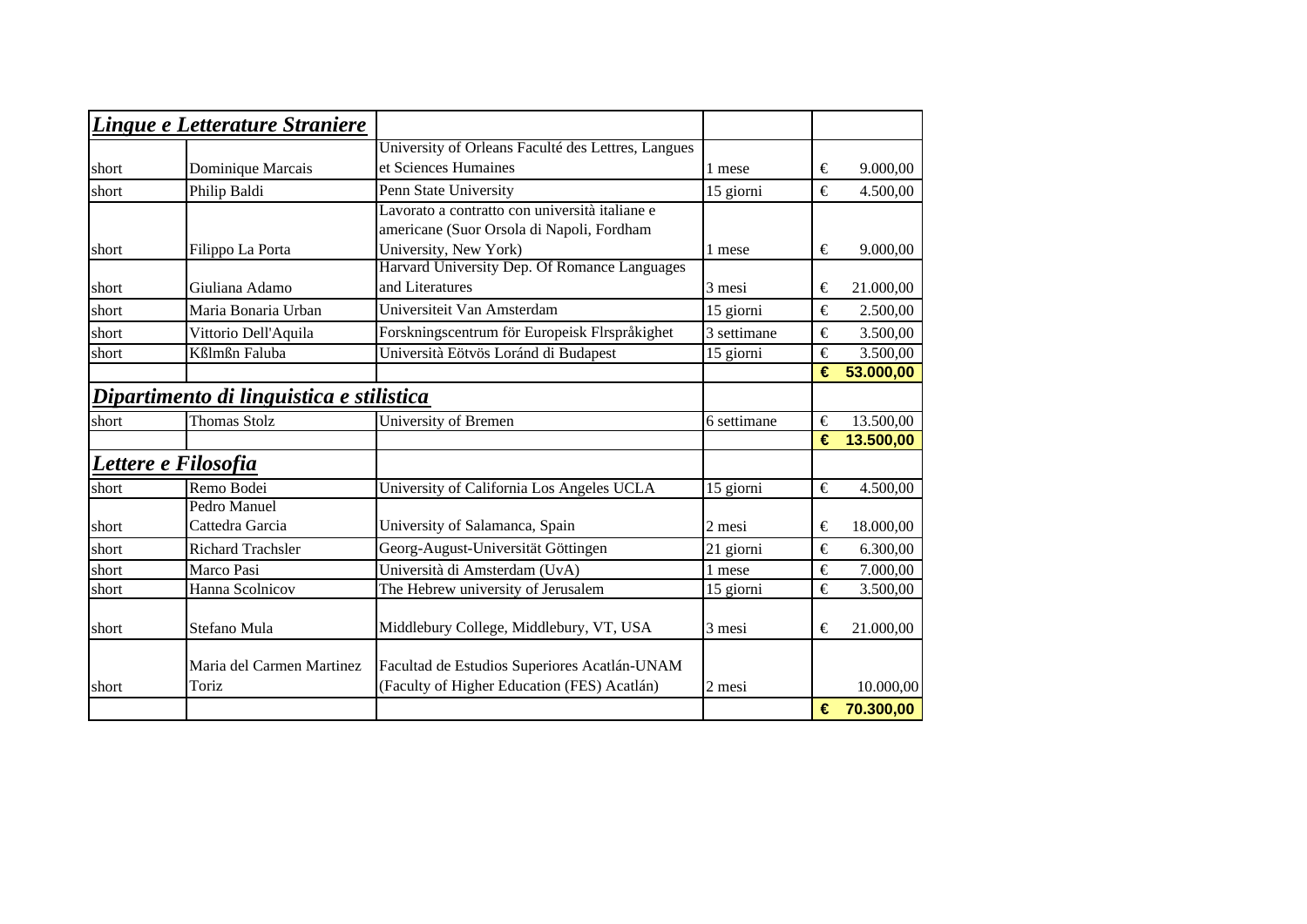| ***Lingue e Letterature Straniere*** | | | | |
|---|---|---|---|---|
| short | Dominique Marcais | University of Orleans Faculté des Lettres, Langues et Sciences Humaines | 1 mese | € 9.000,00 |
| short | Philip Baldi | Penn State University | 15 giorni | € 4.500,00 |
| short | Filippo La Porta | Lavorato a contratto con università italiane e americane (Suor Orsola di Napoli, Fordham University, New York) | 1 mese | € 9.000,00 |
| short | Giuliana Adamo | Harvard University Dep. Of Romance Languages and Literatures | 3 mesi | € 21.000,00 |
| short | Maria Bonaria Urban | Universiteit Van Amsterdam | 15 giorni | € 2.500,00 |
| short | Vittorio Dell'Aquila | Forskningscentrum för Europeisk Flrspråkighet | 3 settimane | € 3.500,00 |
| short | Kßlmßn Faluba | Università Eötvös Loránd di Budapest | 15 giorni | € 3.500,00 |
| | | | | **€ 53.000,00** |
| ***Dipartimento di linguistica e stilistica*** | | | | |
| short | Thomas Stolz | University of Bremen | 6 settimane | € 13.500,00 |
| | | | | **€ 13.500,00** |
| ***Lettere e Filosofia*** | | | | |
| short | Remo Bodei | University of California Los Angeles UCLA | 15 giorni | € 4.500,00 |
| short | Pedro Manuel Cattedra Garcia | University of Salamanca, Spain | 2 mesi | € 18.000,00 |
| short | Richard Trachsler | Georg-August-Universität Göttingen | 21 giorni | € 6.300,00 |
| short | Marco Pasi | Università di Amsterdam (UvA) | 1 mese | € 7.000,00 |
| short | Hanna Scolnicov | The Hebrew university of Jerusalem | 15 giorni | € 3.500,00 |
| short | Stefano Mula | Middlebury College, Middlebury, VT, USA | 3 mesi | € 21.000,00 |
| short | Maria del Carmen Martinez Toriz | Facultad de Estudios Superiores Acatlán-UNAM (Faculty of Higher Education (FES) Acatlán) | 2 mesi | 10.000,00 |
| | | | | **€ 70.300,00** |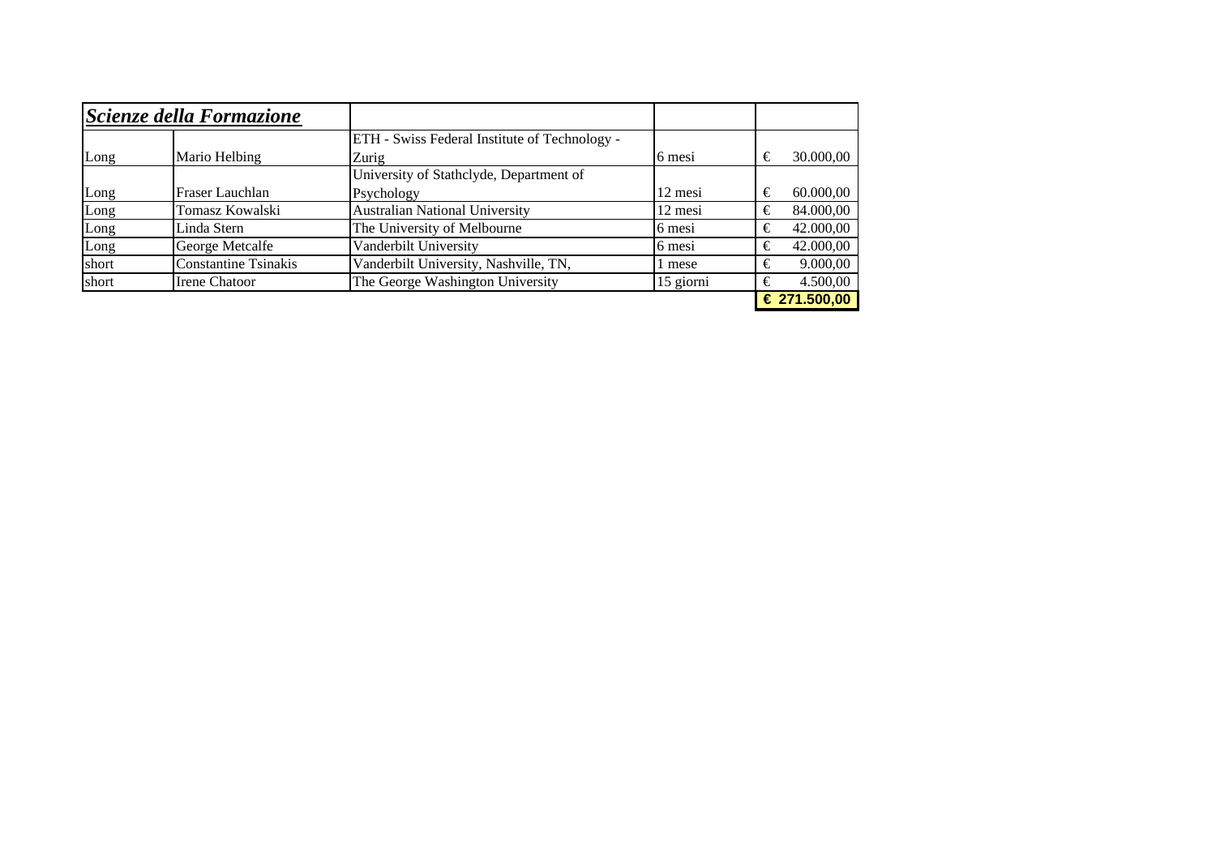| *Scienze della Formazione* | | | | |
|---|---|---|---|---|
| Long | Mario Helbing | ETH - Swiss Federal Institute of Technology - Zurig | 6 mesi | € 30.000,00 |
| Long | Fraser Lauchlan | University of Stathclyde, Department of Psychology | 12 mesi | € 60.000,00 |
| Long | Tomasz Kowalski | Australian National University | 12 mesi | € 84.000,00 |
| Long | Linda Stern | The University of Melbourne | 6 mesi | € 42.000,00 |
| Long | George Metcalfe | Vanderbilt University | 6 mesi | € 42.000,00 |
| short | Constantine Tsinakis | Vanderbilt University, Nashville, TN, | 1 mese | € 9.000,00 |
| short | Irene Chatoor | The George Washington University | 15 giorni | € 4.500,00 |
| | | | | **€ 271.500,00** |